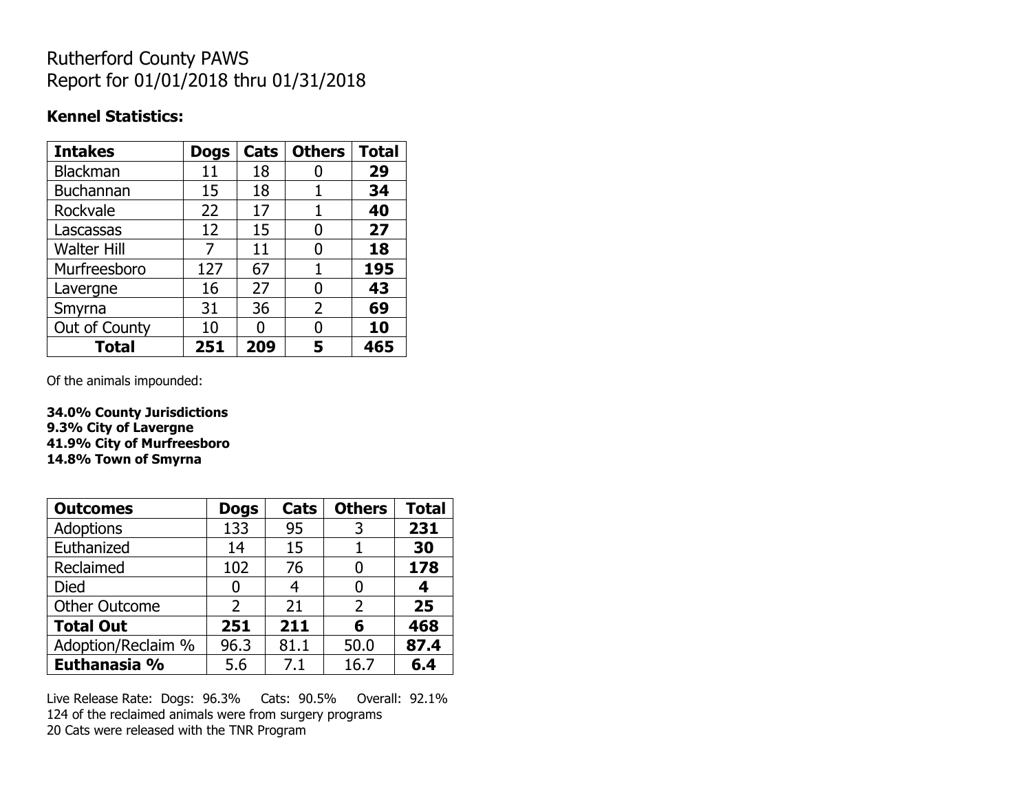# Rutherford County PAWS
# Report for 01/01/2018 thru 01/31/2018

### Kennel Statistics:

| Intakes | Dogs | Cats | Others | Total |
|---|---|---|---|---|
| Blackman | 11 | 18 | 0 | **29** |
| Buchannan | 15 | 18 | 1 | **34** |
| Rockvale | 22 | 17 | 1 | **40** |
| Lascassas | 12 | 15 | 0 | **27** |
| Walter Hill | 7 | 11 | 0 | **18** |
| Murfreesboro | 127 | 67 | 1 | **195** |
| Lavergne | 16 | 27 | 0 | **43** |
| Smyrna | 31 | 36 | 2 | **69** |
| Out of County | 10 | 0 | 0 | **10** |
| **Total** | **251** | **209** | **5** | **465** |

Of the animals impounded:

**34.0% County Jurisdictions**
**9.3% City of Lavergne**
**41.9% City of Murfreesboro**
**14.8% Town of Smyrna**

| Outcomes | Dogs | Cats | Others | Total |
|---|---|---|---|---|
| Adoptions | 133 | 95 | 3 | **231** |
| Euthanized | 14 | 15 | 1 | **30** |
| Reclaimed | 102 | 76 | 0 | **178** |
| Died | 0 | 4 | 0 | **4** |
| Other Outcome | 2 | 21 | 2 | **25** |
| **Total Out** | **251** | **211** | **6** | **468** |
| Adoption/Reclaim % | 96.3 | 81.1 | 50.0 | **87.4** |
| **Euthanasia %** | 5.6 | 7.1 | 16.7 | **6.4** |

Live Release Rate: Dogs: 96.3% Cats: 90.5% Overall: 92.1%
124 of the reclaimed animals were from surgery programs
20 Cats were released with the TNR Program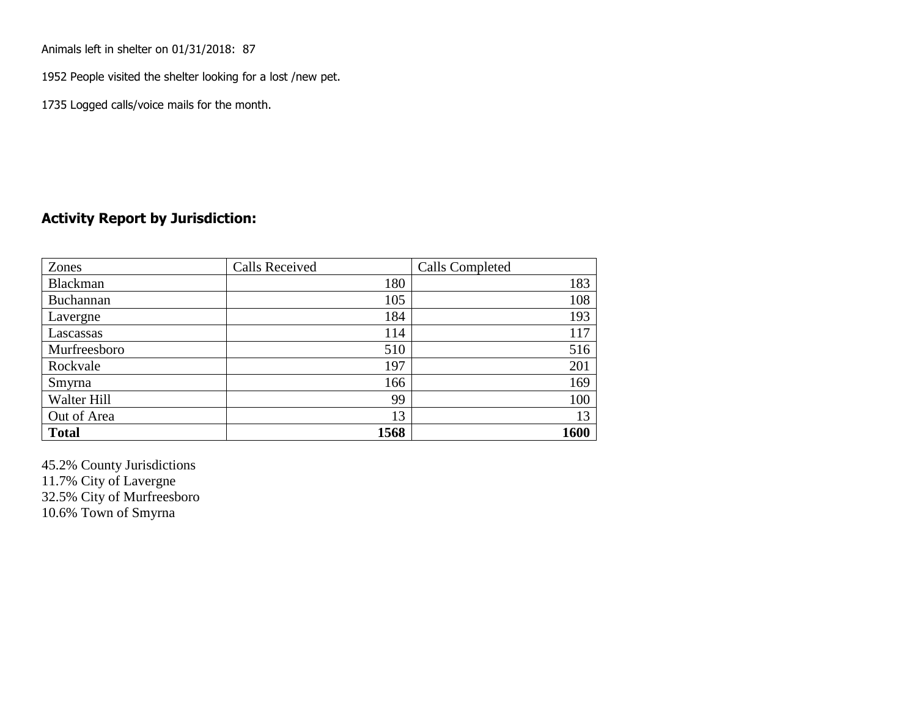Animals left in shelter on 01/31/2018: 87

1952 People visited the shelter looking for a lost /new pet.

1735 Logged calls/voice mails for the month.

## Activity Report by Jurisdiction:

| Zones | Calls Received | Calls Completed |
|---|---|---|
| Blackman | 180 | 183 |
| Buchannan | 105 | 108 |
| Lavergne | 184 | 193 |
| Lascassas | 114 | 117 |
| Murfreesboro | 510 | 516 |
| Rockvale | 197 | 201 |
| Smyrna | 166 | 169 |
| Walter Hill | 99 | 100 |
| Out of Area | 13 | 13 |
| **Total** | **1568** | **1600** |

45.2% County Jurisdictions
11.7% City of Lavergne
32.5% City of Murfreesboro
10.6% Town of Smyrna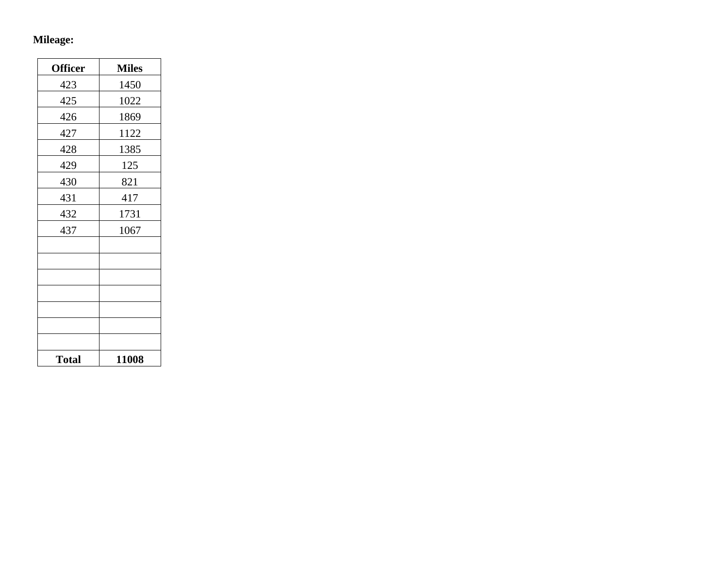**Mileage:**

| Officer | Miles |
|---|---|
| 423 | 1450 |
| 425 | 1022 |
| 426 | 1869 |
| 427 | 1122 |
| 428 | 1385 |
| 429 | 125 |
| 430 | 821 |
| 431 | 417 |
| 432 | 1731 |
| 437 | 1067 |
| | |
| | |
| | |
| | |
| | |
| | |
| | |
| **Total** | **11008** |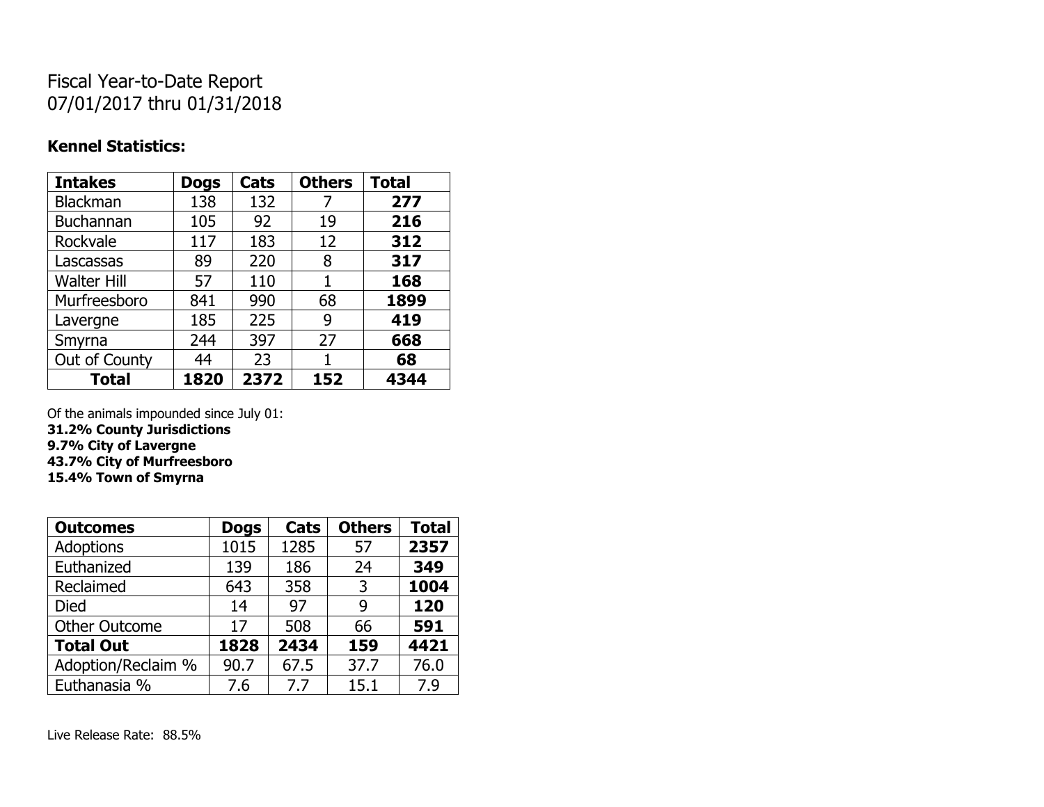Fiscal Year-to-Date Report
07/01/2017 thru 01/31/2018

**Kennel Statistics:**

| **Intakes** | **Dogs** | **Cats** | **Others** | **Total** |
|---|---|---|---|---|
| Blackman | 138 | 132 | 7 | **277** |
| Buchannan | 105 | 92 | 19 | **216** |
| Rockvale | 117 | 183 | 12 | **312** |
| Lascassas | 89 | 220 | 8 | **317** |
| Walter Hill | 57 | 110 | 1 | **168** |
| Murfreesboro | 841 | 990 | 68 | **1899** |
| Lavergne | 185 | 225 | 9 | **419** |
| Smyrna | 244 | 397 | 27 | **668** |
| Out of County | 44 | 23 | 1 | **68** |
| **Total** | **1820** | **2372** | **152** | **4344** |

Of the animals impounded since July 01:
**31.2% County Jurisdictions**
**9.7% City of Lavergne**
**43.7% City of Murfreesboro**
**15.4% Town of Smyrna**

| **Outcomes** | **Dogs** | **Cats** | **Others** | **Total** |
|---|---|---|---|---|
| Adoptions | 1015 | 1285 | 57 | **2357** |
| Euthanized | 139 | 186 | 24 | **349** |
| Reclaimed | 643 | 358 | 3 | **1004** |
| Died | 14 | 97 | 9 | **120** |
| Other Outcome | 17 | 508 | 66 | **591** |
| **Total Out** | **1828** | **2434** | **159** | **4421** |
| Adoption/Reclaim % | 90.7 | 67.5 | 37.7 | 76.0 |
| Euthanasia % | 7.6 | 7.7 | 15.1 | 7.9 |

Live Release Rate: 88.5%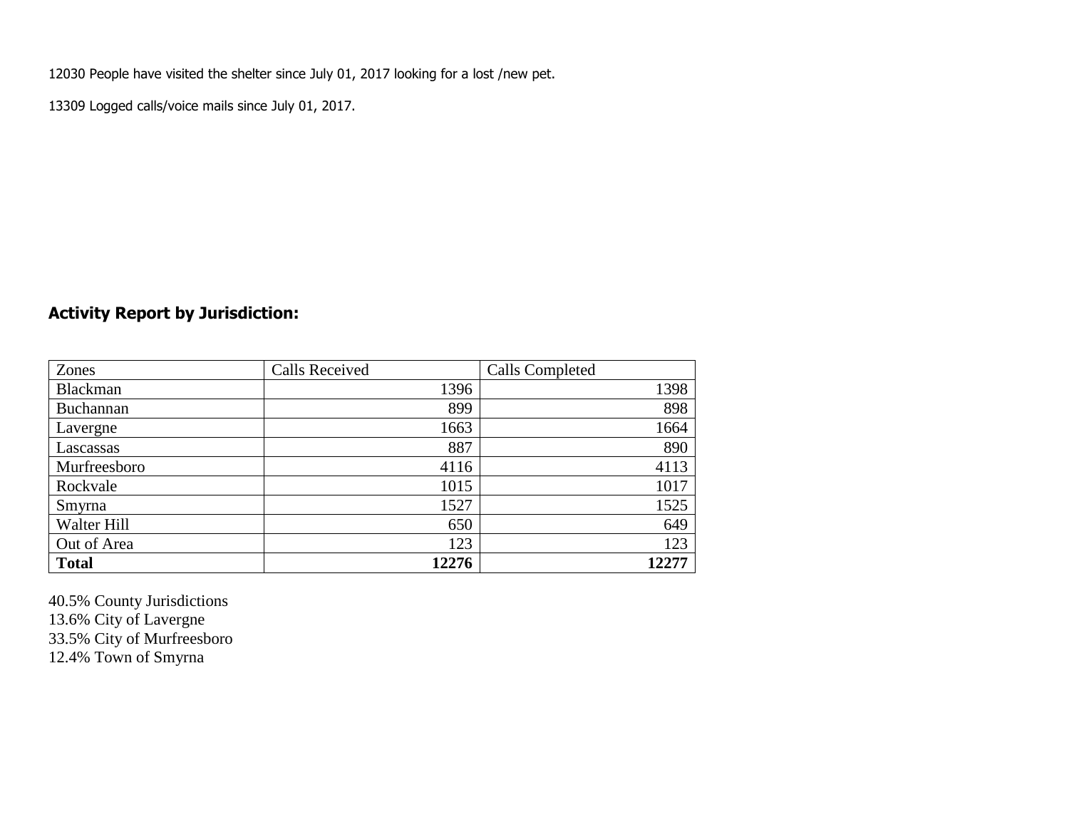12030 People have visited the shelter since July 01, 2017 looking for a lost /new pet.

13309 Logged calls/voice mails since July 01, 2017.

## Activity Report by Jurisdiction:

| Zones | Calls Received | Calls Completed |
| --- | ---: | ---: |
| Blackman | 1396 | 1398 |
| Buchannan | 899 | 898 |
| Lavergne | 1663 | 1664 |
| Lascassas | 887 | 890 |
| Murfreesboro | 4116 | 4113 |
| Rockvale | 1015 | 1017 |
| Smyrna | 1527 | 1525 |
| Walter Hill | 650 | 649 |
| Out of Area | 123 | 123 |
| **Total** | **12276** | **12277** |

40.5% County Jurisdictions
13.6% City of Lavergne
33.5% City of Murfreesboro
12.4% Town of Smyrna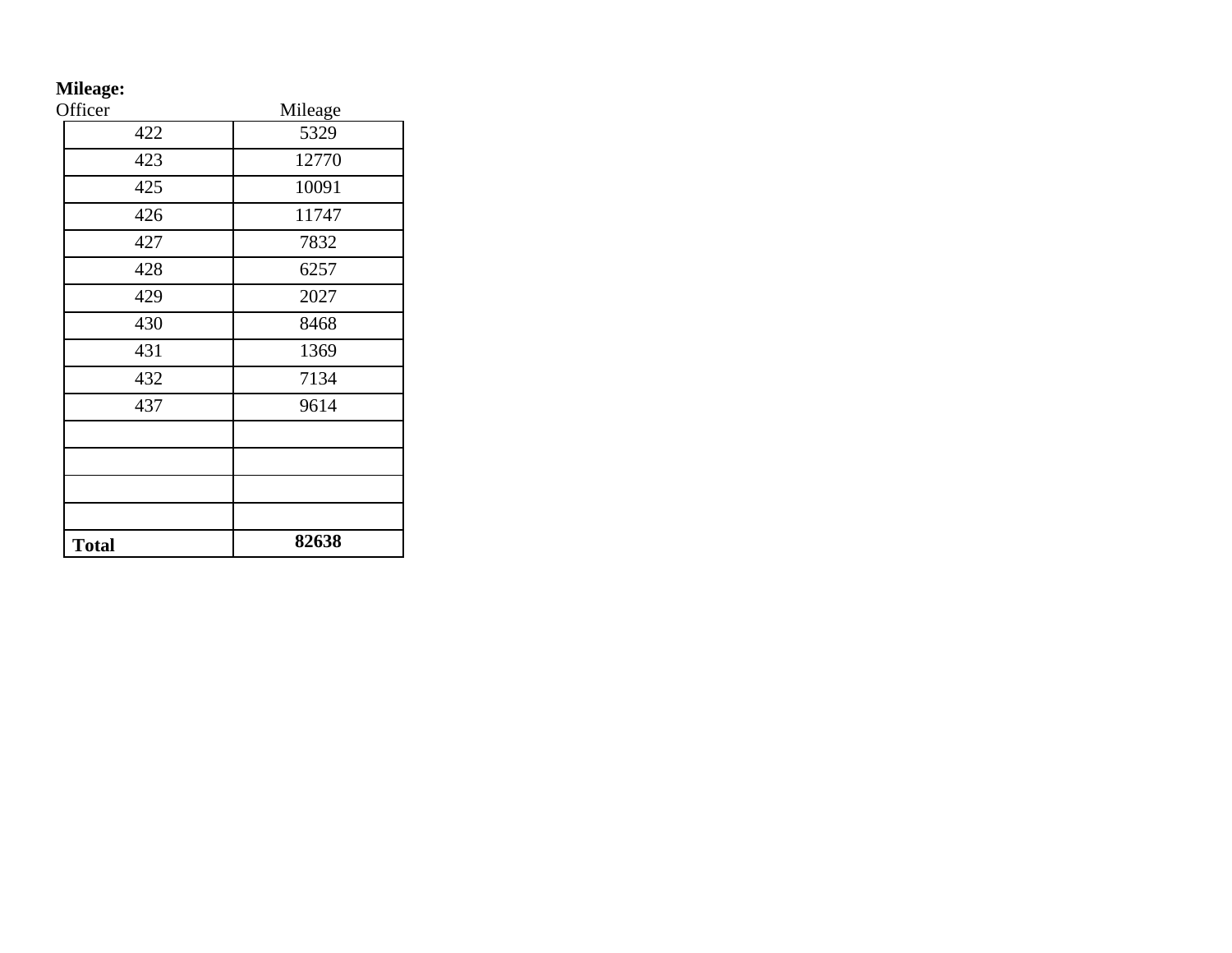**Mileage:**

| Officer | Mileage |
|---|---|
| 422 | 5329 |
| 423 | 12770 |
| 425 | 10091 |
| 426 | 11747 |
| 427 | 7832 |
| 428 | 6257 |
| 429 | 2027 |
| 430 | 8468 |
| 431 | 1369 |
| 432 | 7134 |
| 437 | 9614 |
| | |
| | |
| | |
| | |
| **Total** | **82638** |